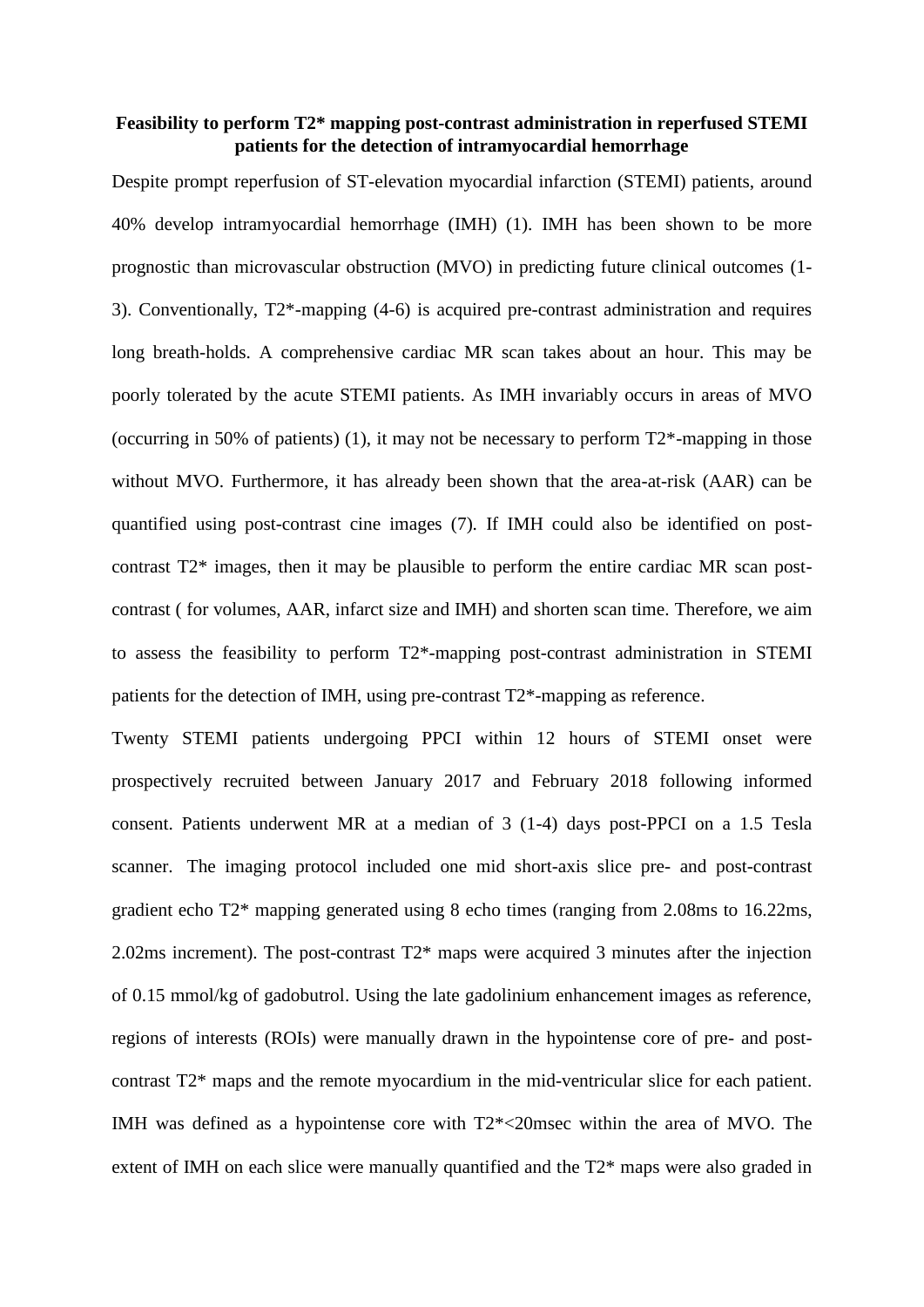**Feasibility to perform T2* mapping post-contrast administration in reperfused STEMI patients for the detection of intramyocardial hemorrhage**

Despite prompt reperfusion of ST-elevation myocardial infarction (STEMI) patients, around 40% develop intramyocardial hemorrhage (IMH) (1). IMH has been shown to be more prognostic than microvascular obstruction (MVO) in predicting future clinical outcomes (1-3). Conventionally, T2*-mapping (4-6) is acquired pre-contrast administration and requires long breath-holds. A comprehensive cardiac MR scan takes about an hour. This may be poorly tolerated by the acute STEMI patients. As IMH invariably occurs in areas of MVO (occurring in 50% of patients) (1), it may not be necessary to perform T2*-mapping in those without MVO. Furthermore, it has already been shown that the area-at-risk (AAR) can be quantified using post-contrast cine images (7). If IMH could also be identified on post-contrast T2* images, then it may be plausible to perform the entire cardiac MR scan post-contrast ( for volumes, AAR, infarct size and IMH) and shorten scan time. Therefore, we aim to assess the feasibility to perform T2*-mapping post-contrast administration in STEMI patients for the detection of IMH, using pre-contrast T2*-mapping as reference.

Twenty STEMI patients undergoing PPCI within 12 hours of STEMI onset were prospectively recruited between January 2017 and February 2018 following informed consent. Patients underwent MR at a median of 3 (1-4) days post-PPCI on a 1.5 Tesla scanner. The imaging protocol included one mid short-axis slice pre- and post-contrast gradient echo T2* mapping generated using 8 echo times (ranging from 2.08ms to 16.22ms, 2.02ms increment). The post-contrast T2* maps were acquired 3 minutes after the injection of 0.15 mmol/kg of gadobutrol. Using the late gadolinium enhancement images as reference, regions of interests (ROIs) were manually drawn in the hypointense core of pre- and post-contrast T2* maps and the remote myocardium in the mid-ventricular slice for each patient. IMH was defined as a hypointense core with T2*<20msec within the area of MVO. The extent of IMH on each slice were manually quantified and the T2* maps were also graded in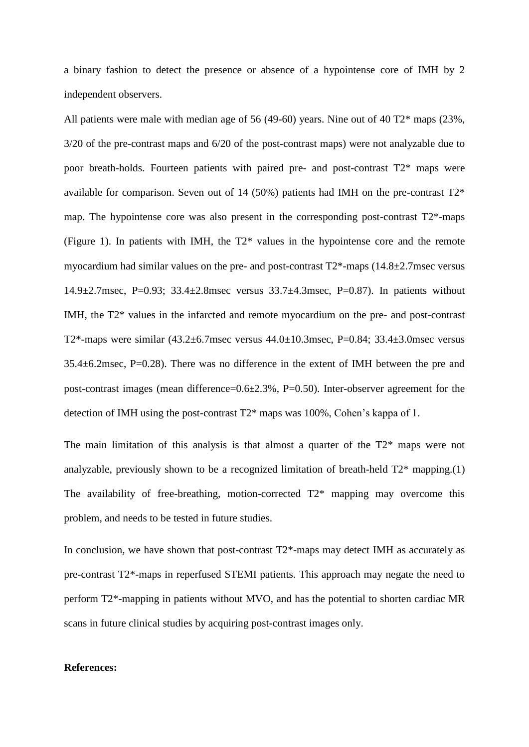a binary fashion to detect the presence or absence of a hypointense core of IMH by 2 independent observers.

All patients were male with median age of 56 (49-60) years. Nine out of 40 T2* maps (23%, 3/20 of the pre-contrast maps and 6/20 of the post-contrast maps) were not analyzable due to poor breath-holds. Fourteen patients with paired pre- and post-contrast T2* maps were available for comparison. Seven out of 14 (50%) patients had IMH on the pre-contrast T2* map. The hypointense core was also present in the corresponding post-contrast T2*-maps (Figure 1). In patients with IMH, the T2* values in the hypointense core and the remote myocardium had similar values on the pre- and post-contrast T2*-maps (14.8±2.7msec versus 14.9±2.7msec, P=0.93; 33.4±2.8msec versus 33.7±4.3msec, P=0.87). In patients without IMH, the T2* values in the infarcted and remote myocardium on the pre- and post-contrast T2*-maps were similar (43.2±6.7msec versus 44.0±10.3msec, P=0.84; 33.4±3.0msec versus 35.4±6.2msec, P=0.28). There was no difference in the extent of IMH between the pre and post-contrast images (mean difference=0.6±2.3%, P=0.50). Inter-observer agreement for the detection of IMH using the post-contrast T2* maps was 100%, Cohen's kappa of 1.

The main limitation of this analysis is that almost a quarter of the T2* maps were not analyzable, previously shown to be a recognized limitation of breath-held T2* mapping.(1) The availability of free-breathing, motion-corrected T2* mapping may overcome this problem, and needs to be tested in future studies.

In conclusion, we have shown that post-contrast T2*-maps may detect IMH as accurately as pre-contrast T2*-maps in reperfused STEMI patients. This approach may negate the need to perform T2*-mapping in patients without MVO, and has the potential to shorten cardiac MR scans in future clinical studies by acquiring post-contrast images only.

**References:**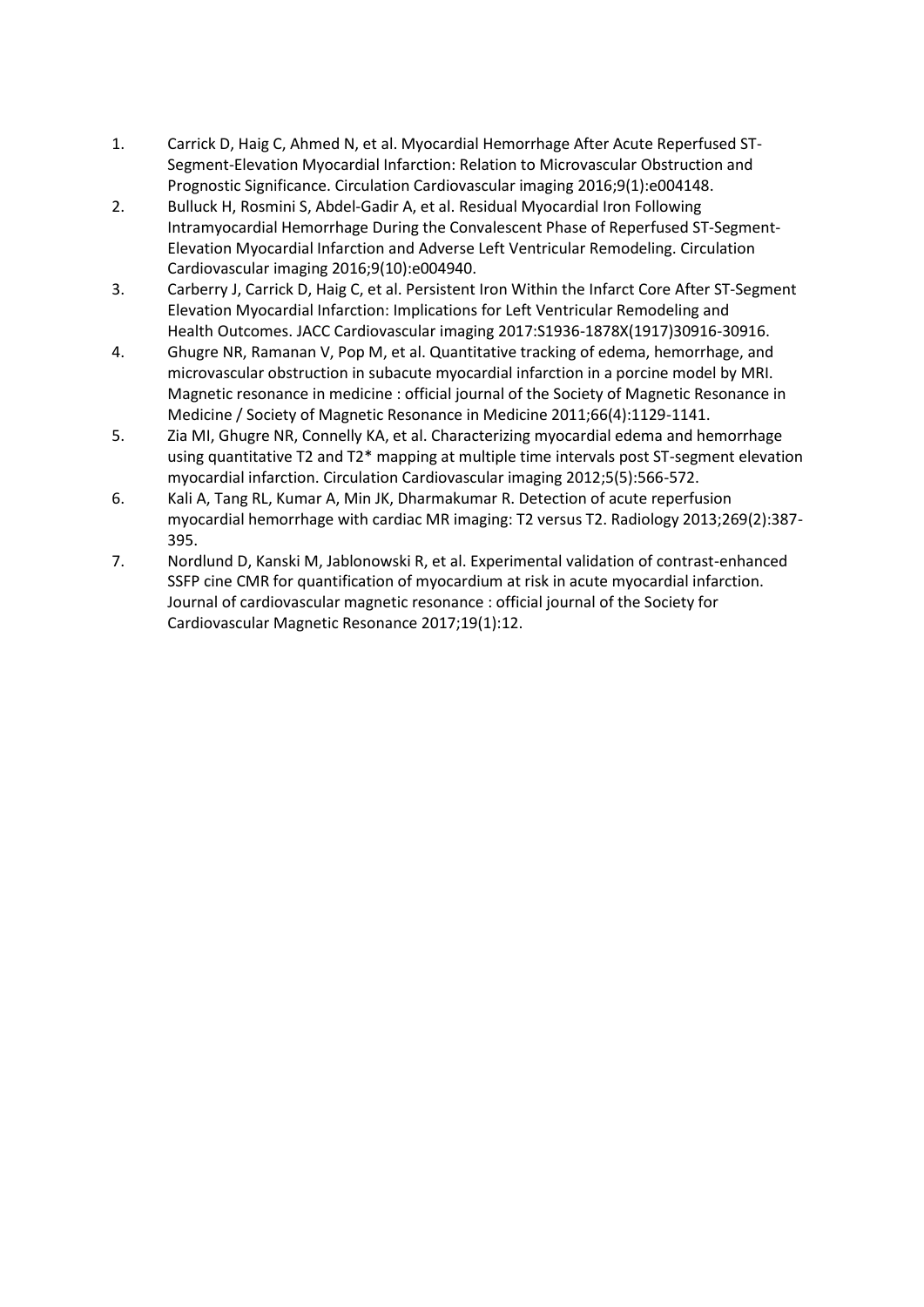1. Carrick D, Haig C, Ahmed N, et al. Myocardial Hemorrhage After Acute Reperfused ST-Segment-Elevation Myocardial Infarction: Relation to Microvascular Obstruction and Prognostic Significance. Circulation Cardiovascular imaging 2016;9(1):e004148.
2. Bulluck H, Rosmini S, Abdel-Gadir A, et al. Residual Myocardial Iron Following Intramyocardial Hemorrhage During the Convalescent Phase of Reperfused ST-Segment-Elevation Myocardial Infarction and Adverse Left Ventricular Remodeling. Circulation Cardiovascular imaging 2016;9(10):e004940.
3. Carberry J, Carrick D, Haig C, et al. Persistent Iron Within the Infarct Core After ST-Segment Elevation Myocardial Infarction: Implications for Left Ventricular Remodeling and Health Outcomes. JACC Cardiovascular imaging 2017:S1936-1878X(1917)30916-30916.
4. Ghugre NR, Ramanan V, Pop M, et al. Quantitative tracking of edema, hemorrhage, and microvascular obstruction in subacute myocardial infarction in a porcine model by MRI. Magnetic resonance in medicine : official journal of the Society of Magnetic Resonance in Medicine / Society of Magnetic Resonance in Medicine 2011;66(4):1129-1141.
5. Zia MI, Ghugre NR, Connelly KA, et al. Characterizing myocardial edema and hemorrhage using quantitative T2 and T2* mapping at multiple time intervals post ST-segment elevation myocardial infarction. Circulation Cardiovascular imaging 2012;5(5):566-572.
6. Kali A, Tang RL, Kumar A, Min JK, Dharmakumar R. Detection of acute reperfusion myocardial hemorrhage with cardiac MR imaging: T2 versus T2. Radiology 2013;269(2):387-395.
7. Nordlund D, Kanski M, Jablonowski R, et al. Experimental validation of contrast-enhanced SSFP cine CMR for quantification of myocardium at risk in acute myocardial infarction. Journal of cardiovascular magnetic resonance : official journal of the Society for Cardiovascular Magnetic Resonance 2017;19(1):12.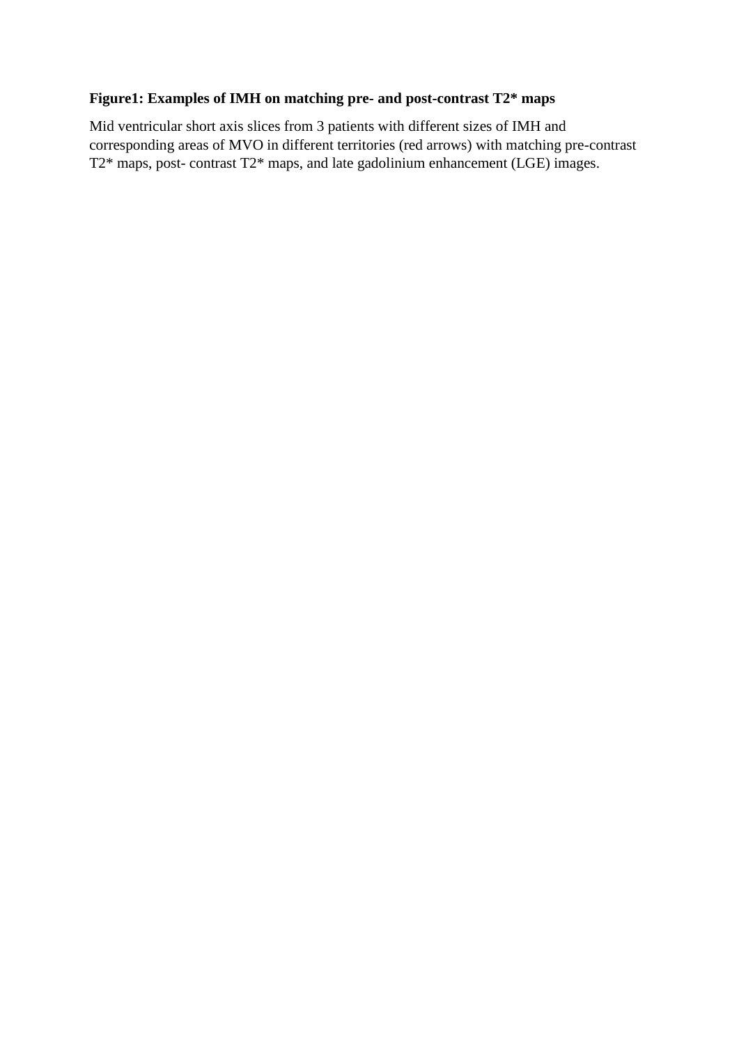**Figure1: Examples of IMH on matching pre- and post-contrast T2* maps**

Mid ventricular short axis slices from 3 patients with different sizes of IMH and corresponding areas of MVO in different territories (red arrows) with matching pre-contrast T2* maps, post- contrast T2* maps, and late gadolinium enhancement (LGE) images.